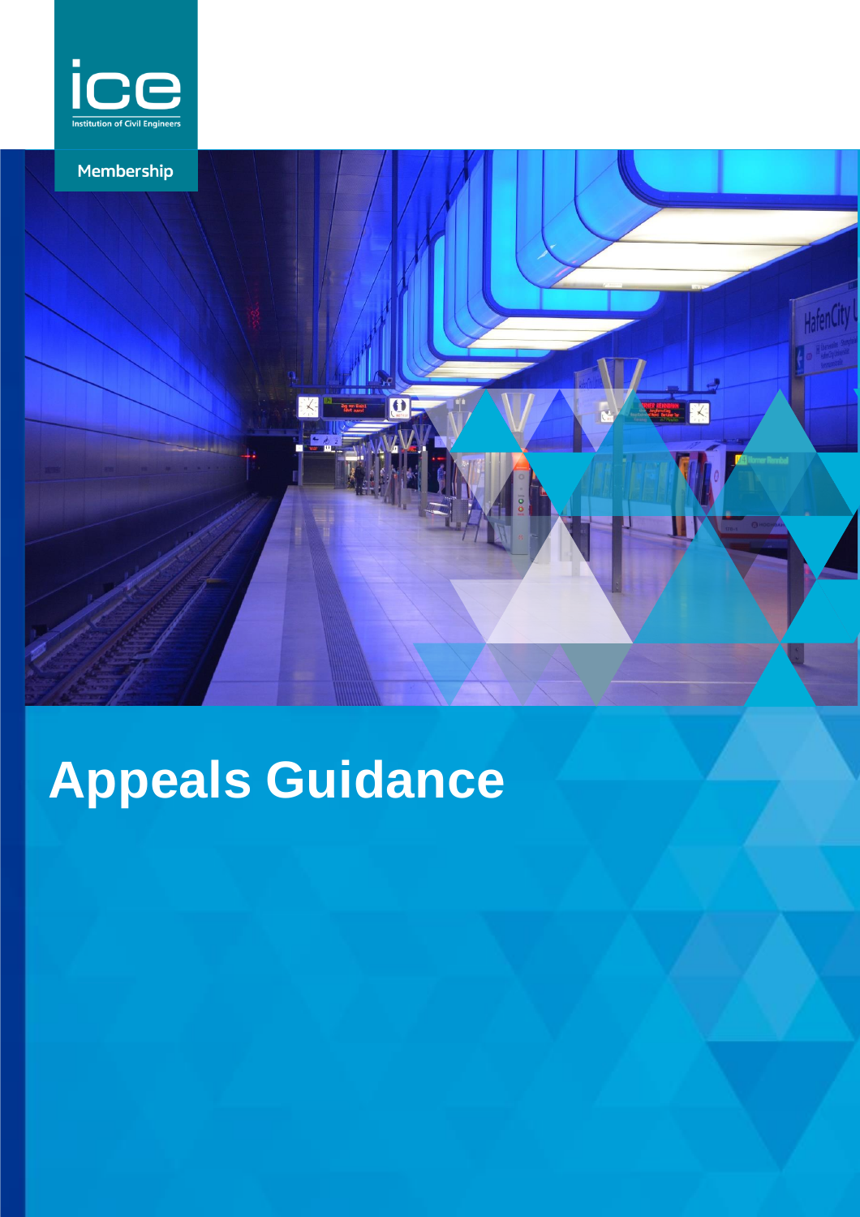ice

Institution of Civil Engineers

Membership

# Appeals Guidance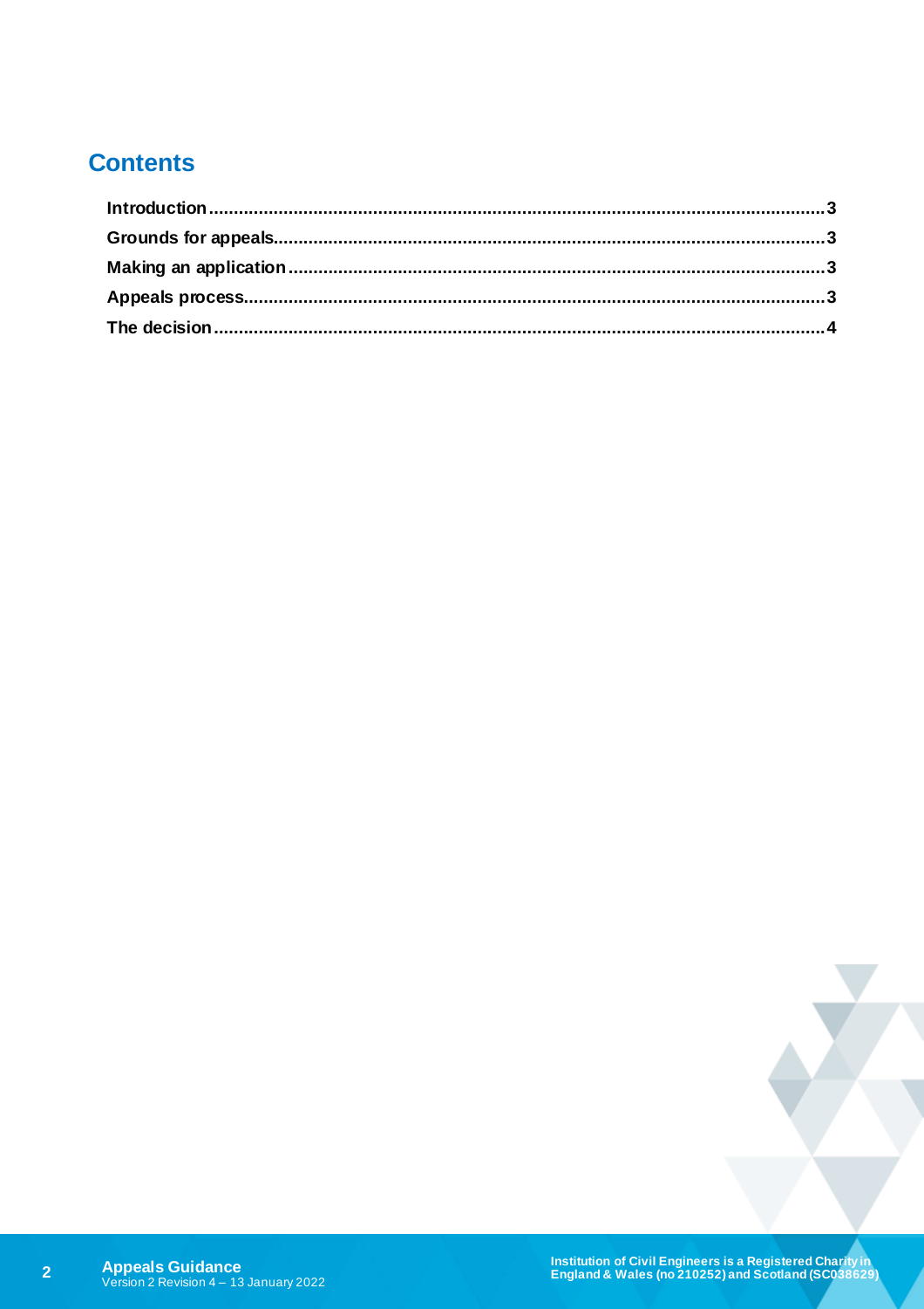## Contents

- **Introduction** ........ 3
- **Grounds for appeals** ........ 3
- **Making an application** ........ 3
- **Appeals process** ........ 3
- **The decision** ........ 4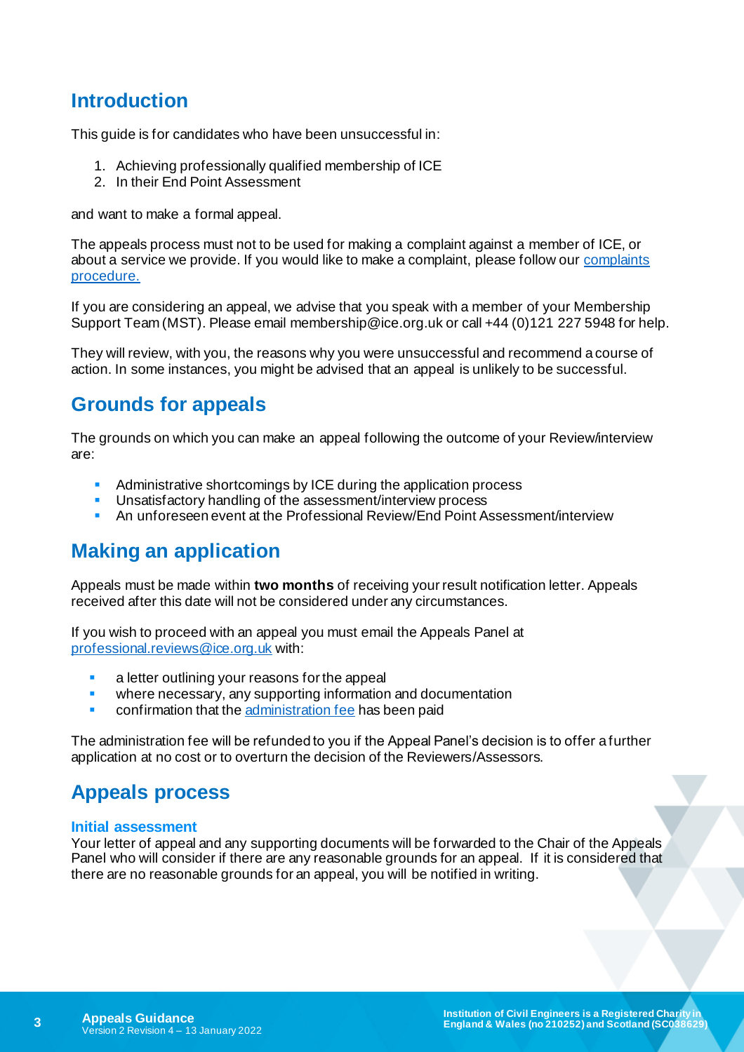## Introduction

This guide is for candidates who have been unsuccessful in:

1. Achieving professionally qualified membership of ICE
2. In their End Point Assessment

and want to make a formal appeal.

The appeals process must not to be used for making a complaint against a member of ICE, or about a service we provide. If you would like to make a complaint, please follow our [complaints procedure.]()

If you are considering an appeal, we advise that you speak with a member of your Membership Support Team (MST). Please email membership@ice.org.uk or call +44 (0)121 227 5948 for help.

They will review, with you, the reasons why you were unsuccessful and recommend a course of action. In some instances, you might be advised that an appeal is unlikely to be successful.

## Grounds for appeals

The grounds on which you can make an appeal following the outcome of your Review/interview are:

- Administrative shortcomings by ICE during the application process
- Unsatisfactory handling of the assessment/interview process
- An unforeseen event at the Professional Review/End Point Assessment/interview

## Making an application

Appeals must be made within **two months** of receiving your result notification letter. Appeals received after this date will not be considered under any circumstances.

If you wish to proceed with an appeal you must email the Appeals Panel at [professional.reviews@ice.org.uk]() with:

- a letter outlining your reasons for the appeal
- where necessary, any supporting information and documentation
- confirmation that the [administration fee]() has been paid

The administration fee will be refunded to you if the Appeal Panel's decision is to offer a further application at no cost or to overturn the decision of the Reviewers/Assessors.

## Appeals process

### Initial assessment

Your letter of appeal and any supporting documents will be forwarded to the Chair of the Appeals Panel who will consider if there are any reasonable grounds for an appeal. If it is considered that there are no reasonable grounds for an appeal, you will be notified in writing.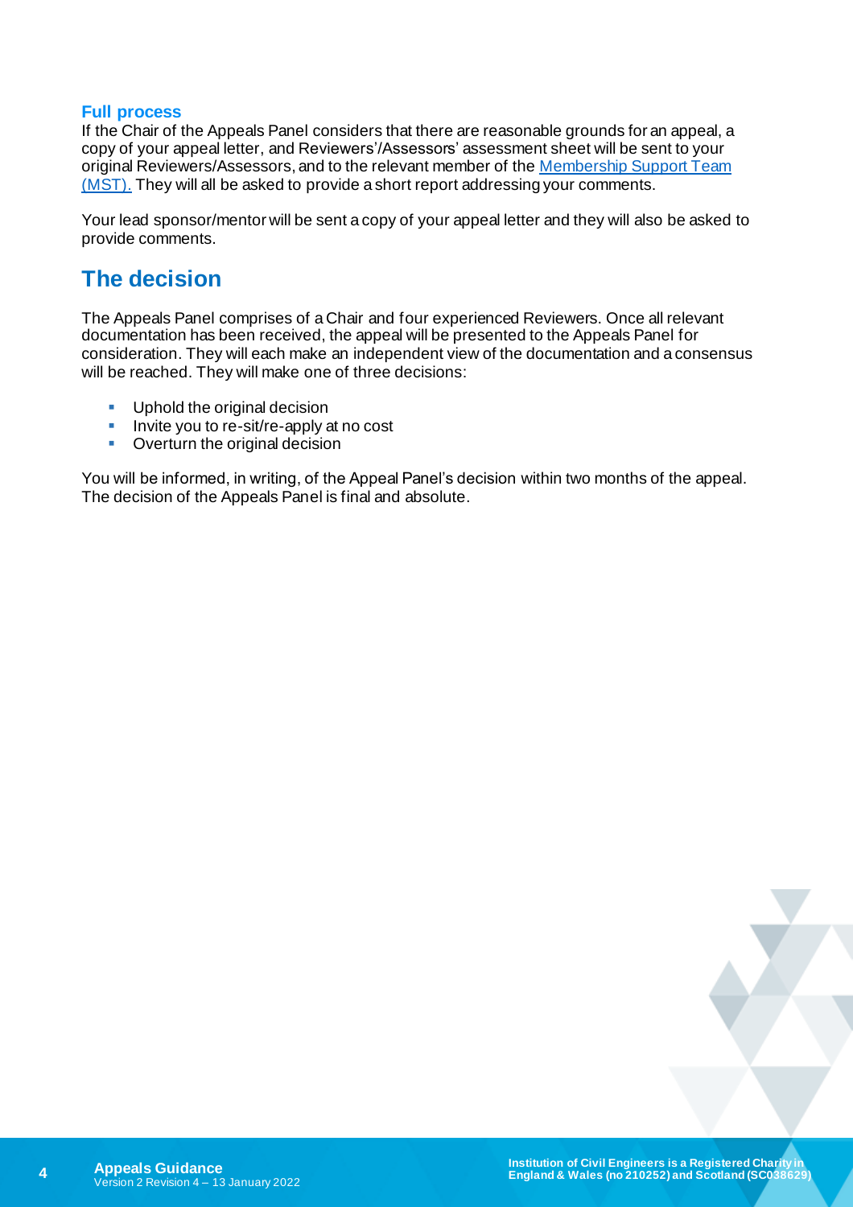### Full process

If the Chair of the Appeals Panel considers that there are reasonable grounds for an appeal, a copy of your appeal letter, and Reviewers'/Assessors' assessment sheet will be sent to your original Reviewers/Assessors, and to the relevant member of the Membership Support Team (MST). They will all be asked to provide a short report addressing your comments.

Your lead sponsor/mentor will be sent a copy of your appeal letter and they will also be asked to provide comments.

## The decision

The Appeals Panel comprises of a Chair and four experienced Reviewers. Once all relevant documentation has been received, the appeal will be presented to the Appeals Panel for consideration. They will each make an independent view of the documentation and a consensus will be reached. They will make one of three decisions:

- Uphold the original decision
- Invite you to re-sit/re-apply at no cost
- Overturn the original decision

You will be informed, in writing, of the Appeal Panel's decision within two months of the appeal. The decision of the Appeals Panel is final and absolute.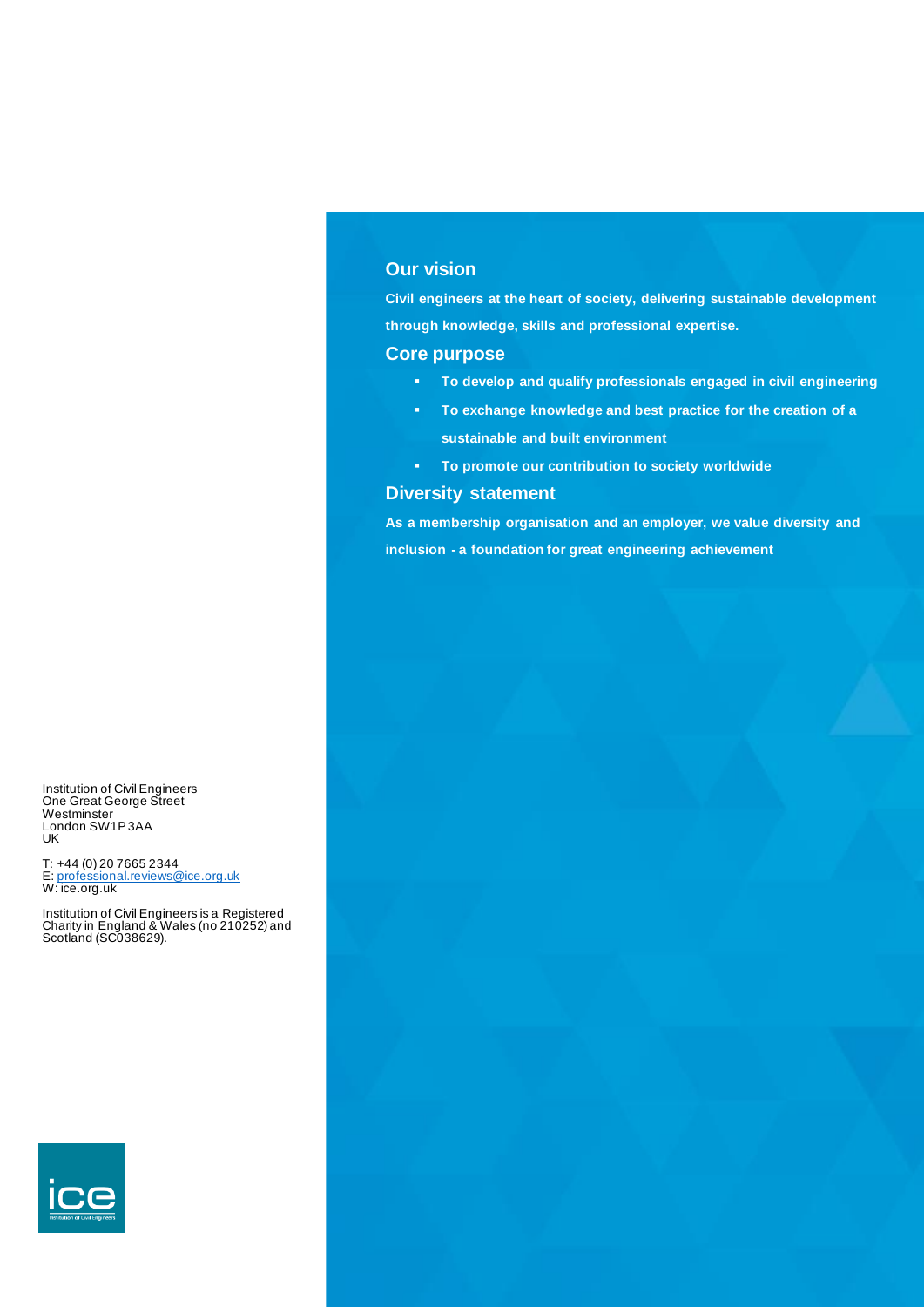## Our vision

**Civil engineers at the heart of society, delivering sustainable development through knowledge, skills and professional expertise.**

## Core purpose

- **To develop and qualify professionals engaged in civil engineering**
- **To exchange knowledge and best practice for the creation of a sustainable and built environment**
- **To promote our contribution to society worldwide**

## Diversity statement

**As a membership organisation and an employer, we value diversity and inclusion - a foundation for great engineering achievement**

Institution of Civil Engineers
One Great George Street
Westminster
London SW1P 3AA
UK

T: +44 (0) 20 7665 2344
E: professional.reviews@ice.org.uk
W: ice.org.uk

Institution of Civil Engineers is a Registered Charity in England & Wales (no 210252) and Scotland (SC038629).